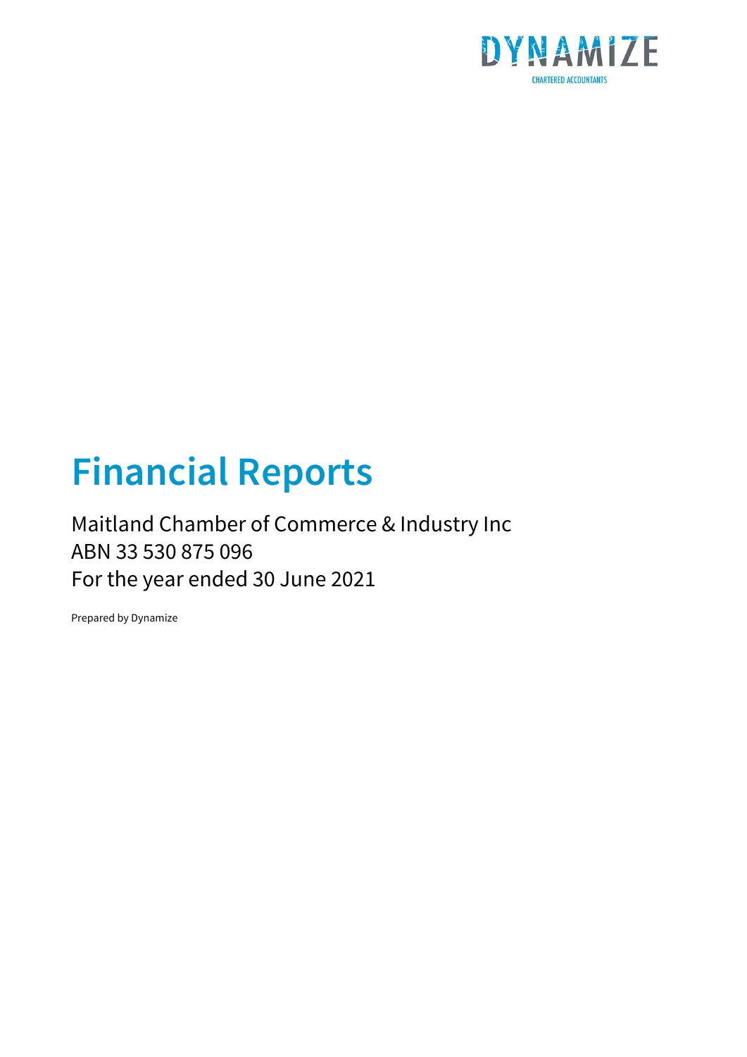DYNAMIZE

CHARTERED ACCOUNTANTS

# Financial Reports

Maitland Chamber of Commerce & Industry Inc
ABN 33 530 875 096
For the year ended 30 June 2021

Prepared by Dynamize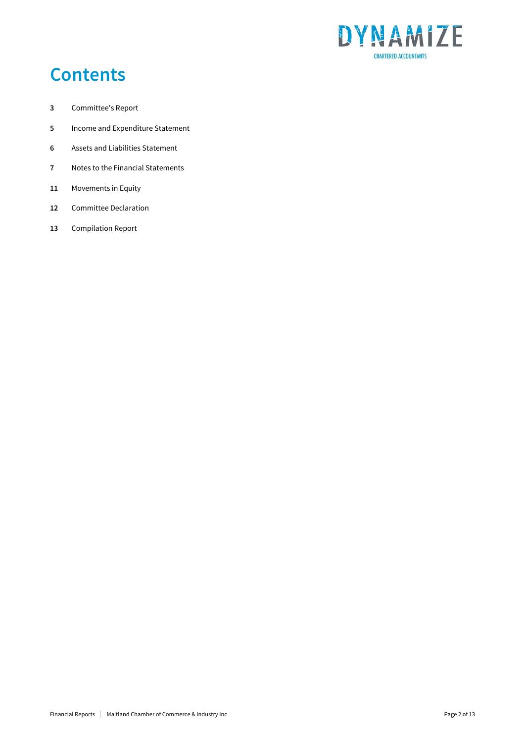# Contents

| | |
|---|---|
| **3** | Committee's Report |
| **5** | Income and Expenditure Statement |
| **6** | Assets and Liabilities Statement |
| **7** | Notes to the Financial Statements |
| **11** | Movements in Equity |
| **12** | Committee Declaration |
| **13** | Compilation Report |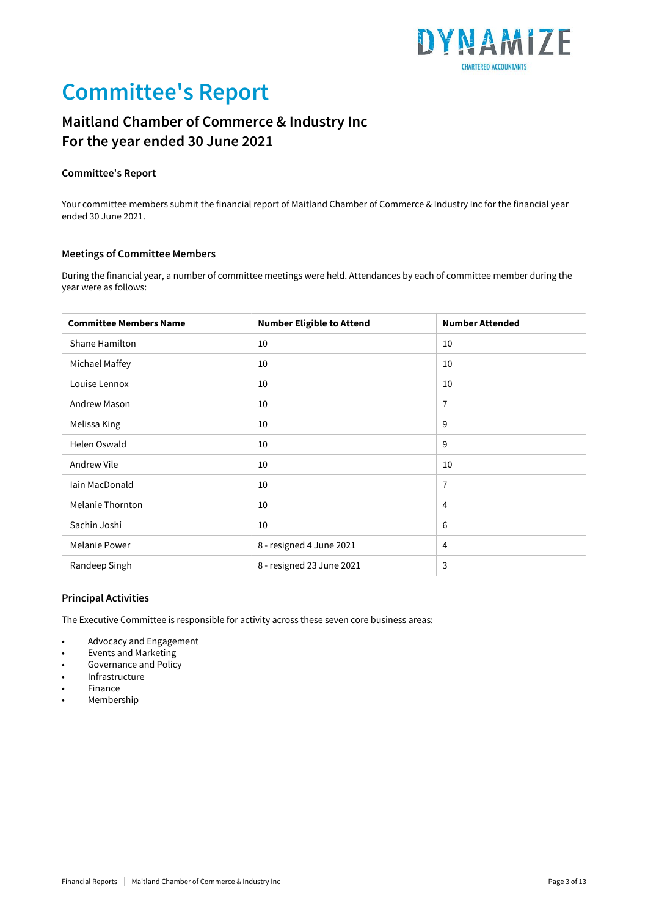# Committee's Report

## Maitland Chamber of Commerce & Industry Inc
## For the year ended 30 June 2021

### Committee's Report

Your committee members submit the financial report of Maitland Chamber of Commerce & Industry Inc for the financial year ended 30 June 2021.

### Meetings of Committee Members

During the financial year, a number of committee meetings were held. Attendances by each of committee member during the year were as follows:

| Committee Members Name | Number Eligible to Attend | Number Attended |
|---|---|---|
| Shane Hamilton | 10 | 10 |
| Michael Maffey | 10 | 10 |
| Louise Lennox | 10 | 10 |
| Andrew Mason | 10 | 7 |
| Melissa King | 10 | 9 |
| Helen Oswald | 10 | 9 |
| Andrew Vile | 10 | 10 |
| Iain MacDonald | 10 | 7 |
| Melanie Thornton | 10 | 4 |
| Sachin Joshi | 10 | 6 |
| Melanie Power | 8 - resigned 4 June 2021 | 4 |
| Randeep Singh | 8 - resigned 23 June 2021 | 3 |

### Principal Activities

The Executive Committee is responsible for activity across these seven core business areas:

- Advocacy and Engagement
- Events and Marketing
- Governance and Policy
- Infrastructure
- Finance
- Membership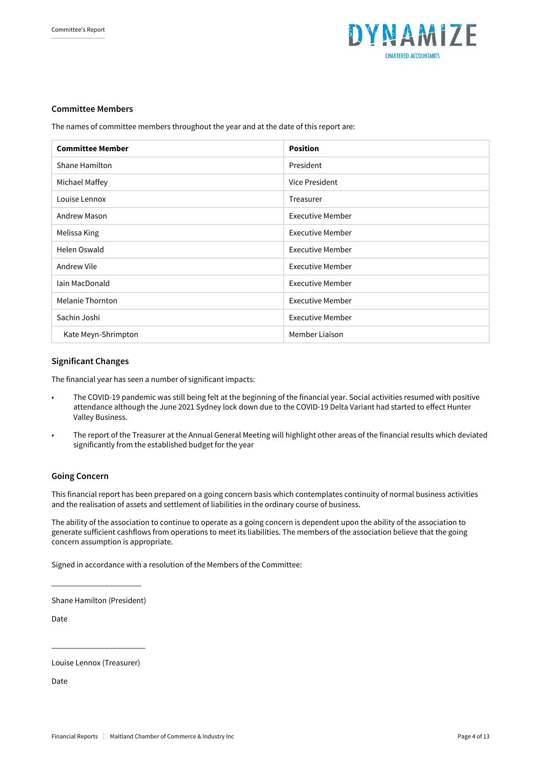## Committee Members

The names of committee members throughout the year and at the date of this report are:

| Committee Member | Position |
|---|---|
| Shane Hamilton | President |
| Michael Maffey | Vice President |
| Louise Lennox | Treasurer |
| Andrew Mason | Executive Member |
| Melissa King | Executive Member |
| Helen Oswald | Executive Member |
| Andrew Vile | Executive Member |
| Iain MacDonald | Executive Member |
| Melanie Thornton | Executive Member |
| Sachin Joshi | Executive Member |
| Kate Meyn-Shrimpton | Member Liaison |

## Significant Changes

The financial year has seen a number of significant impacts:

- The COVID-19 pandemic was still being felt at the beginning of the financial year. Social activities resumed with positive attendance although the June 2021 Sydney lock down due to the COVID-19 Delta Variant had started to effect Hunter Valley Business.
- The report of the Treasurer at the Annual General Meeting will highlight other areas of the financial results which deviated significantly from the established budget for the year

## Going Concern

This financial report has been prepared on a going concern basis which contemplates continuity of normal business activities and the realisation of assets and settlement of liabilities in the ordinary course of business.

The ability of the association to continue to operate as a going concern is dependent upon the ability of the association to generate sufficient cashflows from operations to meet its liabilities. The members of the association believe that the going concern assumption is appropriate.

Signed in accordance with a resolution of the Members of the Committee:

\_\_\_\_\_\_\_\_\_\_\_\_\_\_\_\_\_\_\_\_\_\_\_

Shane Hamilton (President)

Date

\_\_\_\_\_\_\_\_\_\_\_\_\_\_\_\_\_\_\_\_\_\_\_

Louise Lennox (Treasurer)

Date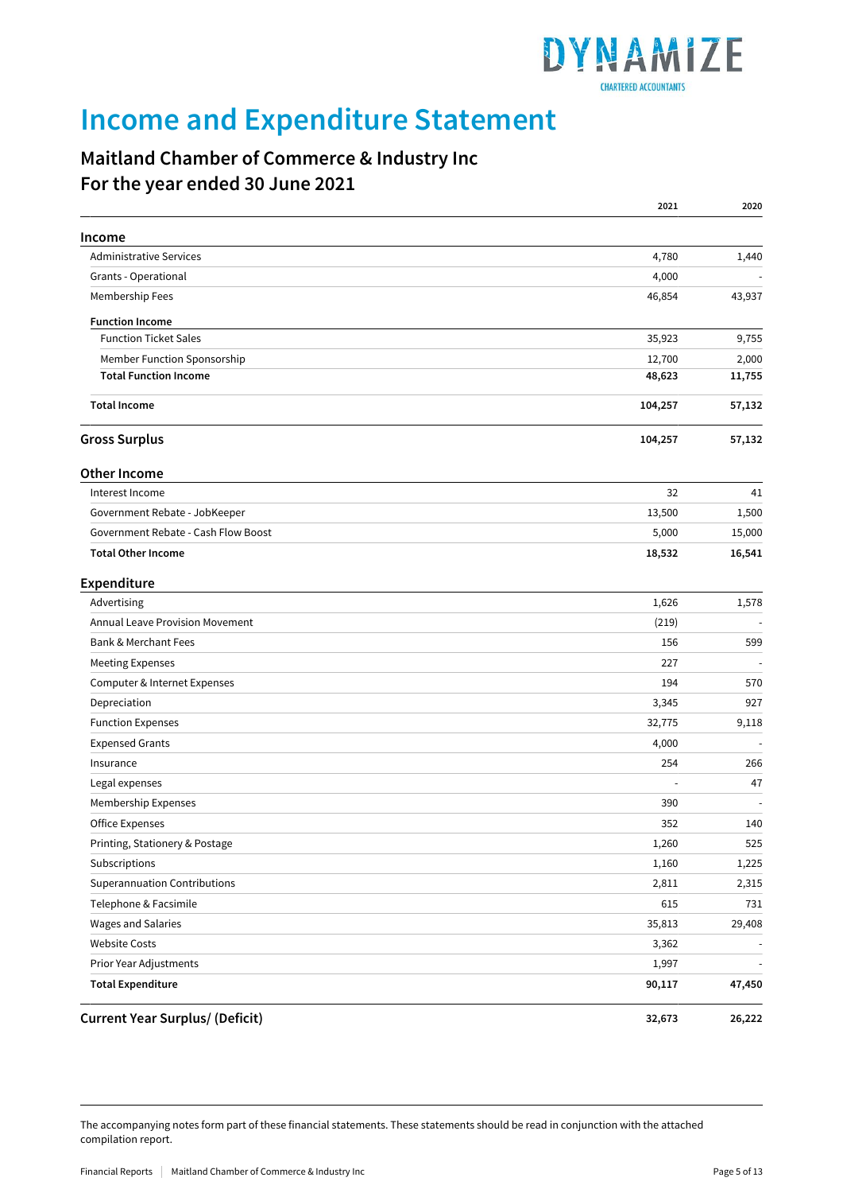# Income and Expenditure Statement

## Maitland Chamber of Commerce & Industry Inc
## For the year ended 30 June 2021

| | 2021 | 2020 |
|---|---|---|
| **Income** | | |
| Administrative Services | 4,780 | 1,440 |
| Grants - Operational | 4,000 | - |
| Membership Fees | 46,854 | 43,937 |
| **Function Income** | | |
| Function Ticket Sales | 35,923 | 9,755 |
| Member Function Sponsorship | 12,700 | 2,000 |
| **Total Function Income** | **48,623** | **11,755** |
| **Total Income** | **104,257** | **57,132** |
| **Gross Surplus** | **104,257** | **57,132** |
| **Other Income** | | |
| Interest Income | 32 | 41 |
| Government Rebate - JobKeeper | 13,500 | 1,500 |
| Government Rebate - Cash Flow Boost | 5,000 | 15,000 |
| **Total Other Income** | **18,532** | **16,541** |
| **Expenditure** | | |
| Advertising | 1,626 | 1,578 |
| Annual Leave Provision Movement | (219) | - |
| Bank & Merchant Fees | 156 | 599 |
| Meeting Expenses | 227 | - |
| Computer & Internet Expenses | 194 | 570 |
| Depreciation | 3,345 | 927 |
| Function Expenses | 32,775 | 9,118 |
| Expensed Grants | 4,000 | - |
| Insurance | 254 | 266 |
| Legal expenses | - | 47 |
| Membership Expenses | 390 | - |
| Office Expenses | 352 | 140 |
| Printing, Stationery & Postage | 1,260 | 525 |
| Subscriptions | 1,160 | 1,225 |
| Superannuation Contributions | 2,811 | 2,315 |
| Telephone & Facsimile | 615 | 731 |
| Wages and Salaries | 35,813 | 29,408 |
| Website Costs | 3,362 | - |
| Prior Year Adjustments | 1,997 | - |
| **Total Expenditure** | **90,117** | **47,450** |
| **Current Year Surplus/ (Deficit)** | **32,673** | **26,222** |

The accompanying notes form part of these financial statements. These statements should be read in conjunction with the attached compilation report.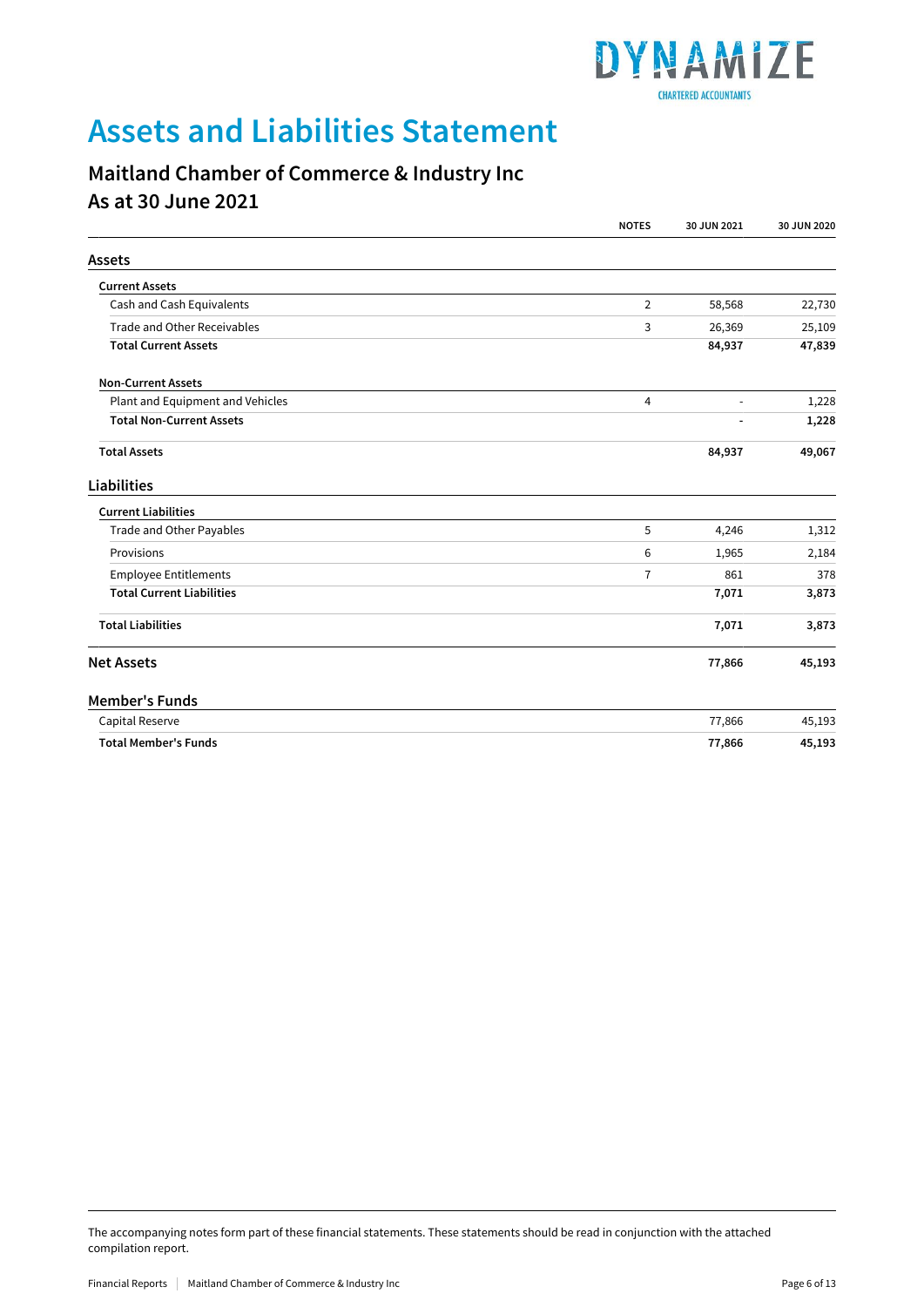# Assets and Liabilities Statement

## Maitland Chamber of Commerce & Industry Inc
## As at 30 June 2021

| | NOTES | 30 JUN 2021 | 30 JUN 2020 |
|---|---|---|---|
| **Assets** | | | |
| **Current Assets** | | | |
| Cash and Cash Equivalents | 2 | 58,568 | 22,730 |
| Trade and Other Receivables | 3 | 26,369 | 25,109 |
| **Total Current Assets** | | **84,937** | **47,839** |
| **Non-Current Assets** | | | |
| Plant and Equipment and Vehicles | 4 | - | 1,228 |
| **Total Non-Current Assets** | | **-** | **1,228** |
| **Total Assets** | | **84,937** | **49,067** |
| **Liabilities** | | | |
| **Current Liabilities** | | | |
| Trade and Other Payables | 5 | 4,246 | 1,312 |
| Provisions | 6 | 1,965 | 2,184 |
| Employee Entitlements | 7 | 861 | 378 |
| **Total Current Liabilities** | | **7,071** | **3,873** |
| **Total Liabilities** | | **7,071** | **3,873** |
| **Net Assets** | | **77,866** | **45,193** |
| **Member's Funds** | | | |
| Capital Reserve | | 77,866 | 45,193 |
| **Total Member's Funds** | | **77,866** | **45,193** |

The accompanying notes form part of these financial statements. These statements should be read in conjunction with the attached compilation report.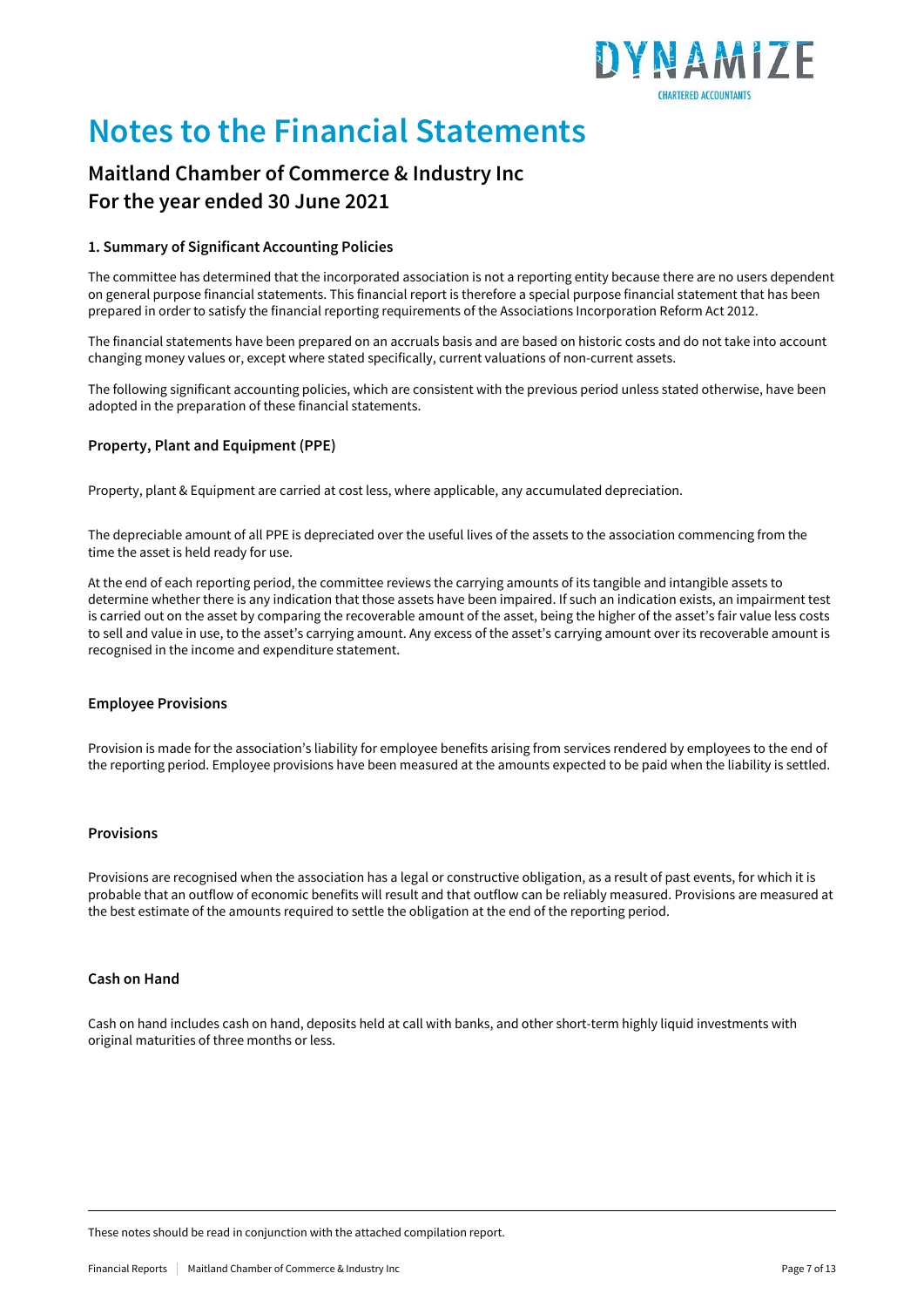# Notes to the Financial Statements

## Maitland Chamber of Commerce & Industry Inc
## For the year ended 30 June 2021

### 1. Summary of Significant Accounting Policies

The committee has determined that the incorporated association is not a reporting entity because there are no users dependent on general purpose financial statements. This financial report is therefore a special purpose financial statement that has been prepared in order to satisfy the financial reporting requirements of the Associations Incorporation Reform Act 2012.

The financial statements have been prepared on an accruals basis and are based on historic costs and do not take into account changing money values or, except where stated specifically, current valuations of non-current assets.

The following significant accounting policies, which are consistent with the previous period unless stated otherwise, have been adopted in the preparation of these financial statements.

### Property, Plant and Equipment (PPE)

Property, plant & Equipment are carried at cost less, where applicable, any accumulated depreciation.

The depreciable amount of all PPE is depreciated over the useful lives of the assets to the association commencing from the time the asset is held ready for use.

At the end of each reporting period, the committee reviews the carrying amounts of its tangible and intangible assets to determine whether there is any indication that those assets have been impaired. If such an indication exists, an impairment test is carried out on the asset by comparing the recoverable amount of the asset, being the higher of the asset's fair value less costs to sell and value in use, to the asset's carrying amount. Any excess of the asset's carrying amount over its recoverable amount is recognised in the income and expenditure statement.

### Employee Provisions

Provision is made for the association's liability for employee benefits arising from services rendered by employees to the end of the reporting period. Employee provisions have been measured at the amounts expected to be paid when the liability is settled.

### Provisions

Provisions are recognised when the association has a legal or constructive obligation, as a result of past events, for which it is probable that an outflow of economic benefits will result and that outflow can be reliably measured. Provisions are measured at the best estimate of the amounts required to settle the obligation at the end of the reporting period.

### Cash on Hand

Cash on hand includes cash on hand, deposits held at call with banks, and other short-term highly liquid investments with original maturities of three months or less.

These notes should be read in conjunction with the attached compilation report.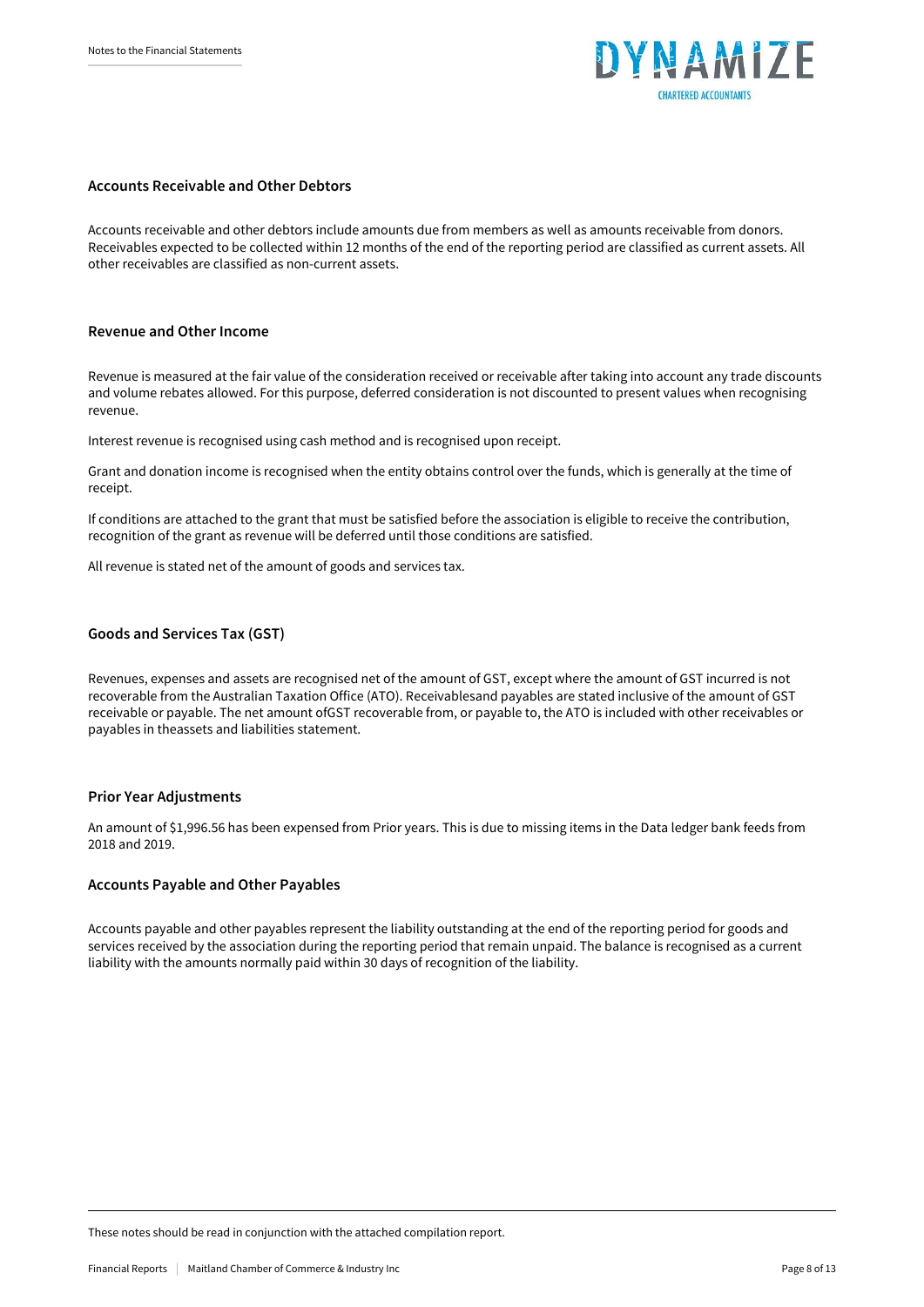## Accounts Receivable and Other Debtors

Accounts receivable and other debtors include amounts due from members as well as amounts receivable from donors. Receivables expected to be collected within 12 months of the end of the reporting period are classified as current assets. All other receivables are classified as non-current assets.

## Revenue and Other Income

Revenue is measured at the fair value of the consideration received or receivable after taking into account any trade discounts and volume rebates allowed. For this purpose, deferred consideration is not discounted to present values when recognising revenue.

Interest revenue is recognised using cash method and is recognised upon receipt.

Grant and donation income is recognised when the entity obtains control over the funds, which is generally at the time of receipt.

If conditions are attached to the grant that must be satisfied before the association is eligible to receive the contribution, recognition of the grant as revenue will be deferred until those conditions are satisfied.

All revenue is stated net of the amount of goods and services tax.

## Goods and Services Tax (GST)

Revenues, expenses and assets are recognised net of the amount of GST, except where the amount of GST incurred is not recoverable from the Australian Taxation Office (ATO). Receivablesand payables are stated inclusive of the amount of GST receivable or payable. The net amount ofGST recoverable from, or payable to, the ATO is included with other receivables or payables in theassets and liabilities statement.

## Prior Year Adjustments

An amount of $1,996.56 has been expensed from Prior years. This is due to missing items in the Data ledger bank feeds from 2018 and 2019.

## Accounts Payable and Other Payables

Accounts payable and other payables represent the liability outstanding at the end of the reporting period for goods and services received by the association during the reporting period that remain unpaid. The balance is recognised as a current liability with the amounts normally paid within 30 days of recognition of the liability.

These notes should be read in conjunction with the attached compilation report.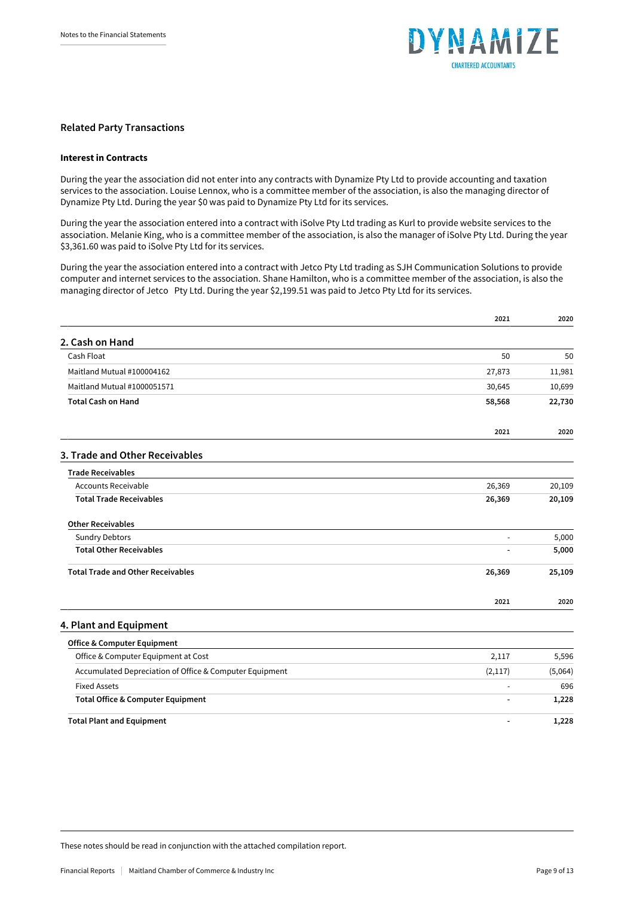## Related Party Transactions

### Interest in Contracts

During the year the association did not enter into any contracts with Dynamize Pty Ltd to provide accounting and taxation services to the association. Louise Lennox, who is a committee member of the association, is also the managing director of Dynamize Pty Ltd. During the year $0 was paid to Dynamize Pty Ltd for its services.

During the year the association entered into a contract with iSolve Pty Ltd trading as Kurl to provide website services to the association. Melanie King, who is a committee member of the association, is also the manager of iSolve Pty Ltd. During the year $3,361.60 was paid to iSolve Pty Ltd for its services.

During the year the association entered into a contract with Jetco Pty Ltd trading as SJH Communication Solutions to provide computer and internet services to the association. Shane Hamilton, who is a committee member of the association, is also the managing director of Jetco Pty Ltd. During the year $2,199.51 was paid to Jetco Pty Ltd for its services.

## 2. Cash on Hand

| | 2021 | 2020 |
|---|---|---|
| Cash Float | 50 | 50 |
| Maitland Mutual #100004162 | 27,873 | 11,981 |
| Maitland Mutual #1000051571 | 30,645 | 10,699 |
| **Total Cash on Hand** | **58,568** | **22,730** |

## 3. Trade and Other Receivables

| | 2021 | 2020 |
|---|---|---|
| **Trade Receivables** | | |
| Accounts Receivable | 26,369 | 20,109 |
| **Total Trade Receivables** | **26,369** | **20,109** |
| **Other Receivables** | | |
| Sundry Debtors | - | 5,000 |
| **Total Other Receivables** | **-** | **5,000** |
| **Total Trade and Other Receivables** | **26,369** | **25,109** |

## 4. Plant and Equipment

| | 2021 | 2020 |
|---|---|---|
| **Office & Computer Equipment** | | |
| Office & Computer Equipment at Cost | 2,117 | 5,596 |
| Accumulated Depreciation of Office & Computer Equipment | (2,117) | (5,064) |
| Fixed Assets | - | 696 |
| **Total Office & Computer Equipment** | **-** | **1,228** |
| **Total Plant and Equipment** | **-** | **1,228** |

These notes should be read in conjunction with the attached compilation report.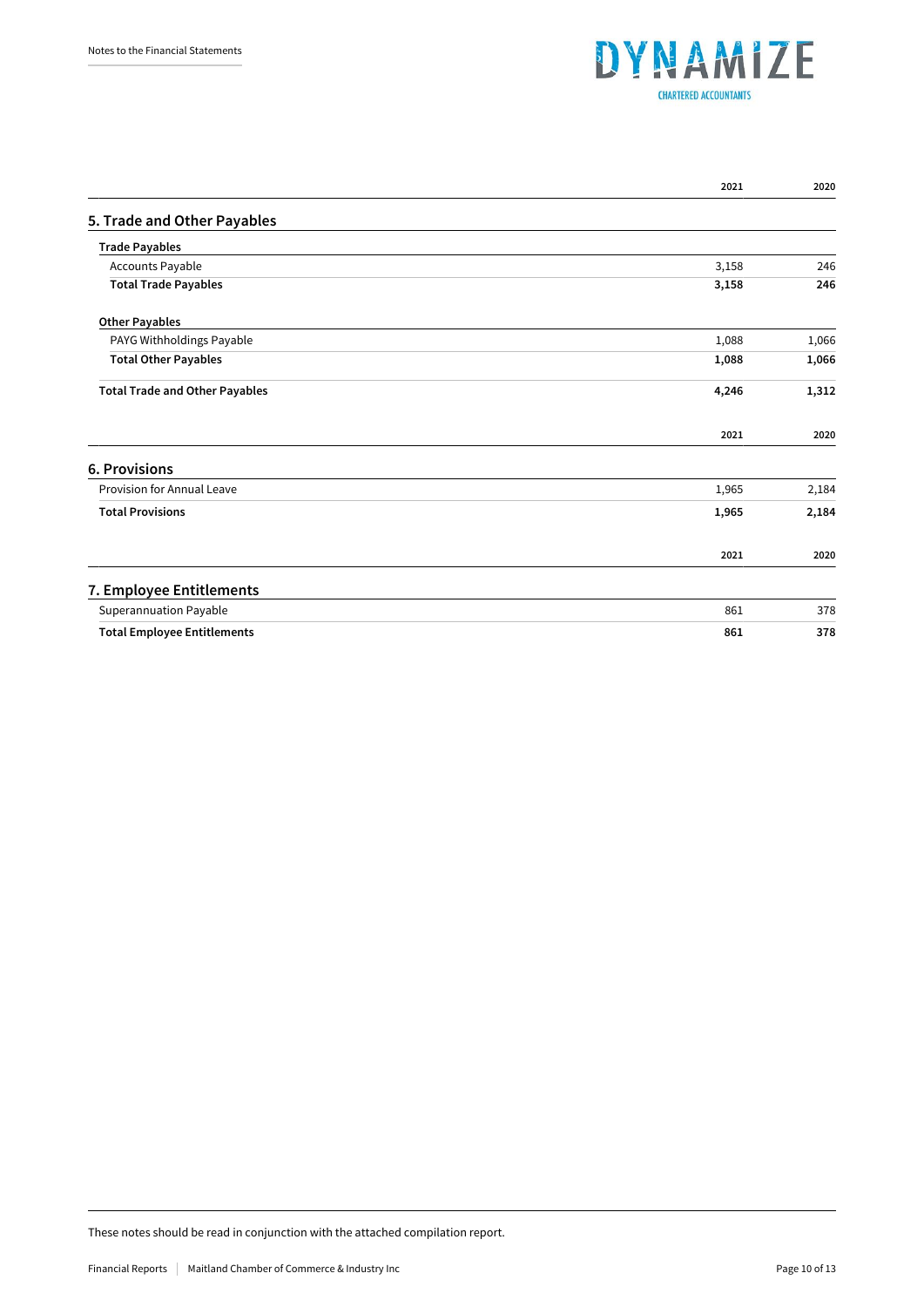Notes to the Financial Statements

| | 2021 | 2020 |
|---|---|---|

## 5. Trade and Other Payables

| | 2021 | 2020 |
|---|---|---|
| **Trade Payables** | | |
| Accounts Payable | 3,158 | 246 |
| **Total Trade Payables** | **3,158** | **246** |
| | | |
| **Other Payables** | | |
| PAYG Withholdings Payable | 1,088 | 1,066 |
| **Total Other Payables** | **1,088** | **1,066** |
| | | |
| **Total Trade and Other Payables** | **4,246** | **1,312** |

## 6. Provisions

| | 2021 | 2020 |
|---|---|---|
| Provision for Annual Leave | 1,965 | 2,184 |
| **Total Provisions** | **1,965** | **2,184** |

## 7. Employee Entitlements

| | 2021 | 2020 |
|---|---|---|
| Superannuation Payable | 861 | 378 |
| **Total Employee Entitlements** | **861** | **378** |

These notes should be read in conjunction with the attached compilation report.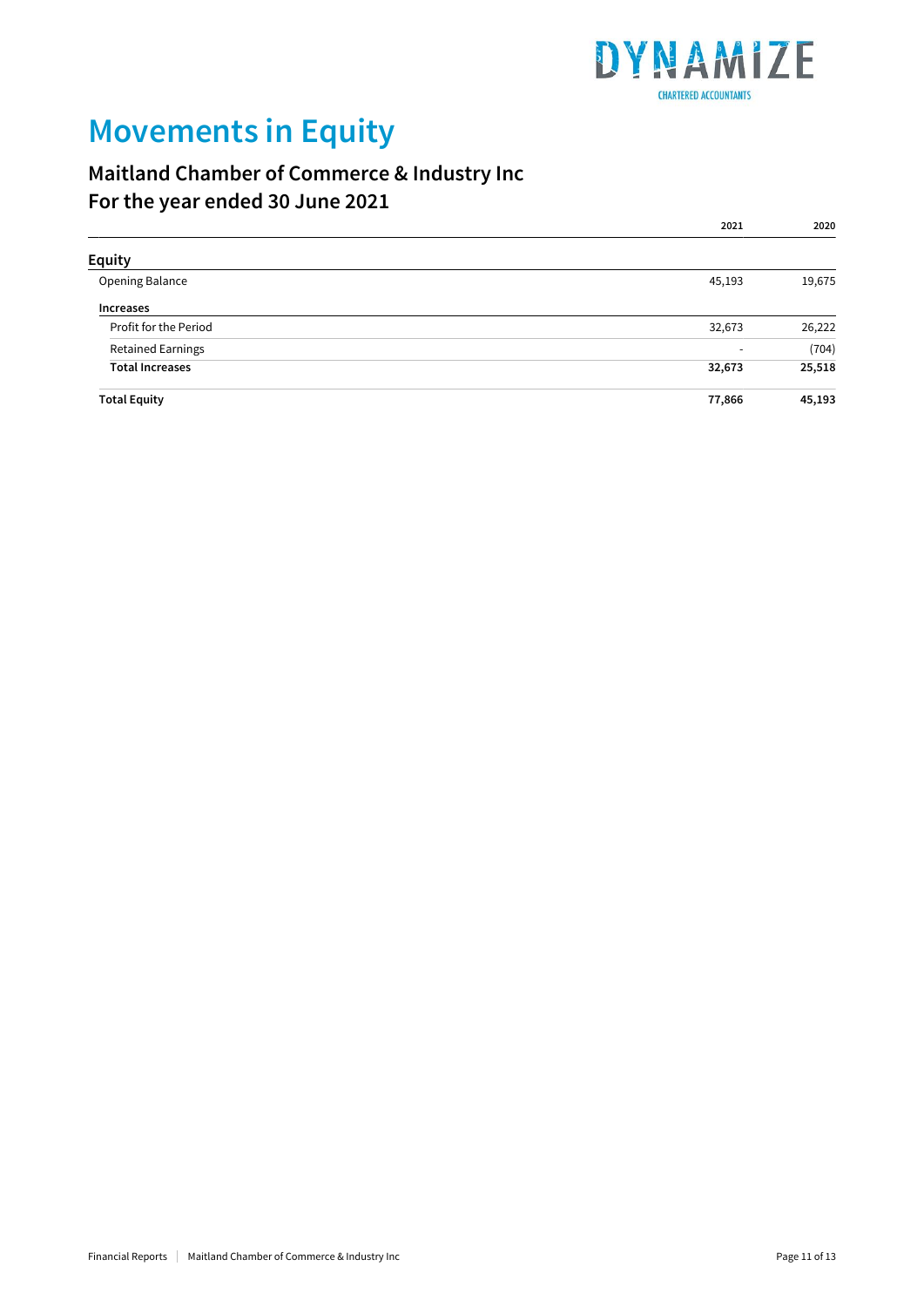# Movements in Equity

## Maitland Chamber of Commerce & Industry Inc
## For the year ended 30 June 2021

| | 2021 | 2020 |
|---|---|---|
| **Equity** | | |
| Opening Balance | 45,193 | 19,675 |
| **Increases** | | |
| Profit for the Period | 32,673 | 26,222 |
| Retained Earnings | - | (704) |
| **Total Increases** | **32,673** | **25,518** |
| **Total Equity** | **77,866** | **45,193** |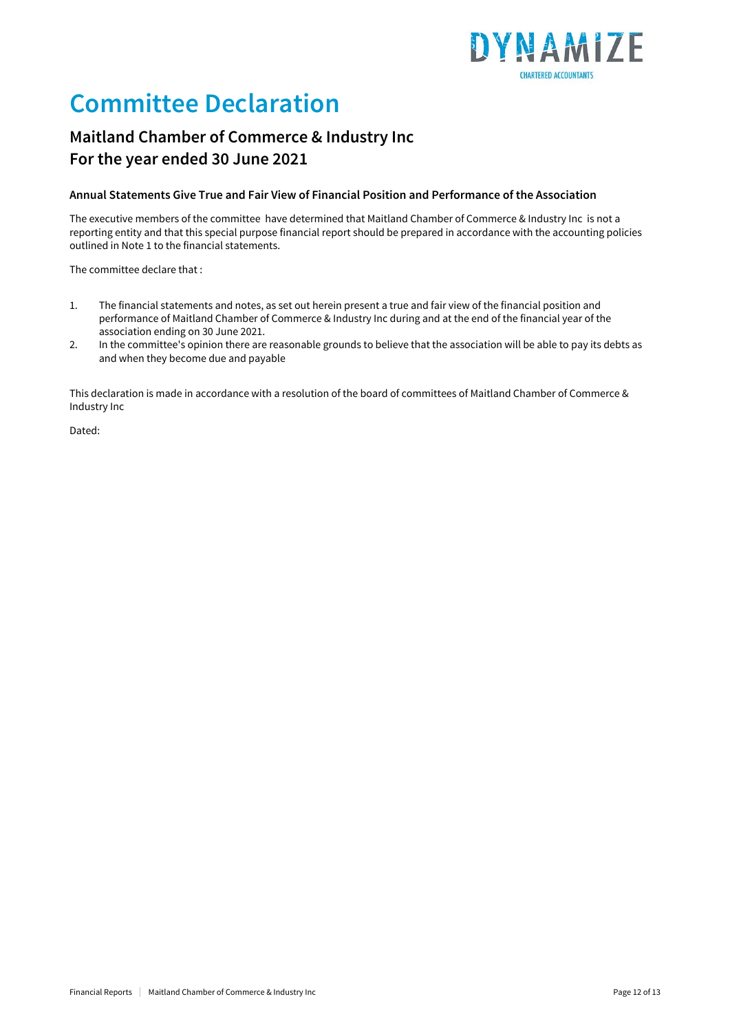# Committee Declaration

## Maitland Chamber of Commerce & Industry Inc
## For the year ended 30 June 2021

### Annual Statements Give True and Fair View of Financial Position and Performance of the Association

The executive members of the committee have determined that Maitland Chamber of Commerce & Industry Inc is not a reporting entity and that this special purpose financial report should be prepared in accordance with the accounting policies outlined in Note 1 to the financial statements.

The committee declare that :

1. The financial statements and notes, as set out herein present a true and fair view of the financial position and performance of Maitland Chamber of Commerce & Industry Inc during and at the end of the financial year of the association ending on 30 June 2021.
2. In the committee's opinion there are reasonable grounds to believe that the association will be able to pay its debts as and when they become due and payable

This declaration is made in accordance with a resolution of the board of committees of Maitland Chamber of Commerce & Industry Inc

Dated: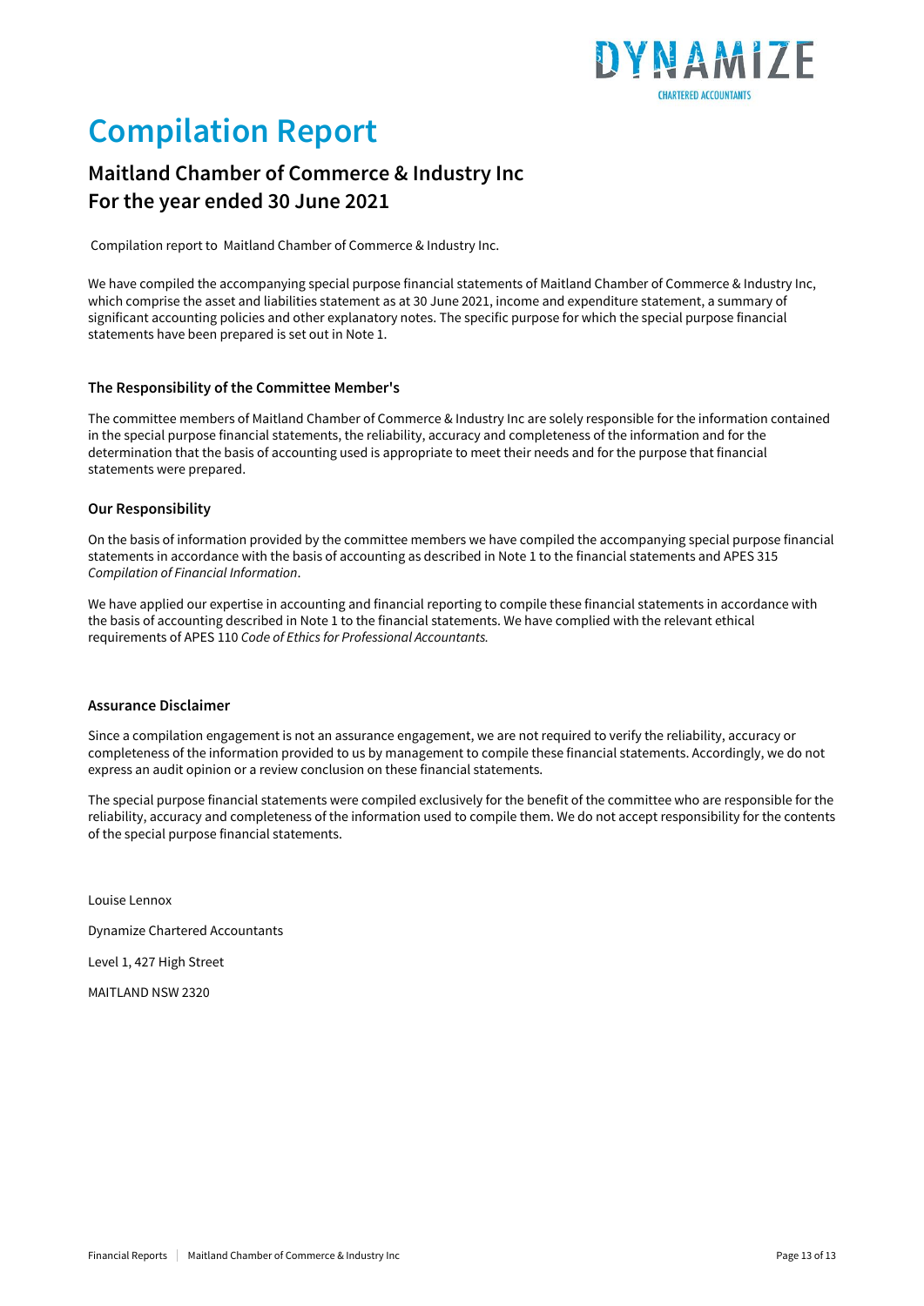DYNAMIZE
CHARTERED ACCOUNTANTS

# Compilation Report

## Maitland Chamber of Commerce & Industry Inc
## For the year ended 30 June 2021

Compilation report to Maitland Chamber of Commerce & Industry Inc.

We have compiled the accompanying special purpose financial statements of Maitland Chamber of Commerce & Industry Inc, which comprise the asset and liabilities statement as at 30 June 2021, income and expenditure statement, a summary of significant accounting policies and other explanatory notes. The specific purpose for which the special purpose financial statements have been prepared is set out in Note 1.

### The Responsibility of the Committee Member's

The committee members of Maitland Chamber of Commerce & Industry Inc are solely responsible for the information contained in the special purpose financial statements, the reliability, accuracy and completeness of the information and for the determination that the basis of accounting used is appropriate to meet their needs and for the purpose that financial statements were prepared.

### Our Responsibility

On the basis of information provided by the committee members we have compiled the accompanying special purpose financial statements in accordance with the basis of accounting as described in Note 1 to the financial statements and APES 315 *Compilation of Financial Information*.

We have applied our expertise in accounting and financial reporting to compile these financial statements in accordance with the basis of accounting described in Note 1 to the financial statements. We have complied with the relevant ethical requirements of APES 110 *Code of Ethics for Professional Accountants.*

### Assurance Disclaimer

Since a compilation engagement is not an assurance engagement, we are not required to verify the reliability, accuracy or completeness of the information provided to us by management to compile these financial statements. Accordingly, we do not express an audit opinion or a review conclusion on these financial statements.

The special purpose financial statements were compiled exclusively for the benefit of the committee who are responsible for the reliability, accuracy and completeness of the information used to compile them. We do not accept responsibility for the contents of the special purpose financial statements.

Louise Lennox

Dynamize Chartered Accountants

Level 1, 427 High Street

MAITLAND NSW 2320